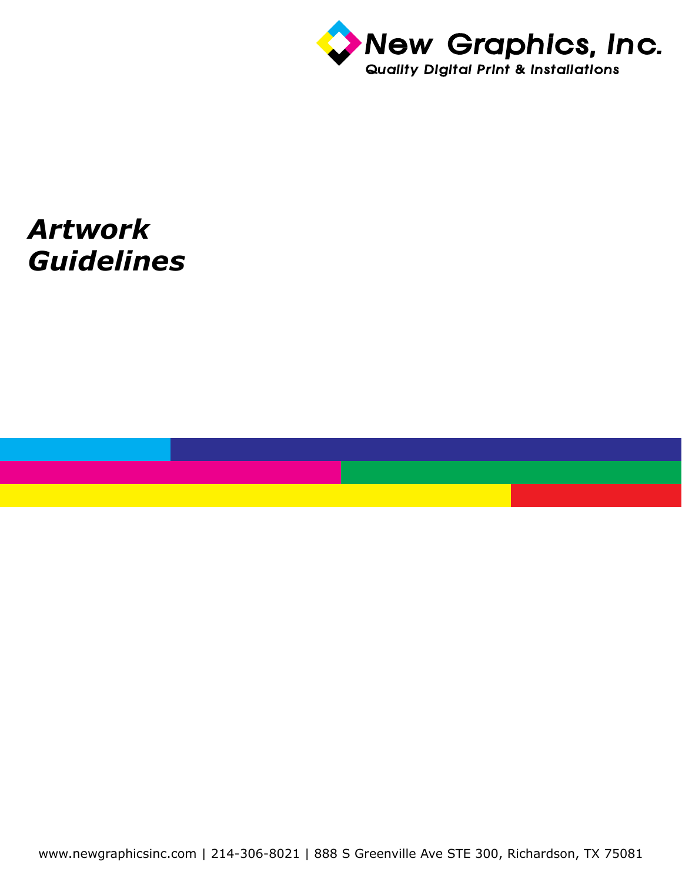New Graphics, Inc.

Quality Digital Print & Installations

# *Artwork Guidelines*

www.newgraphicsinc.com | 214-306-8021 | 888 S Greenville Ave STE 300, Richardson, TX 75081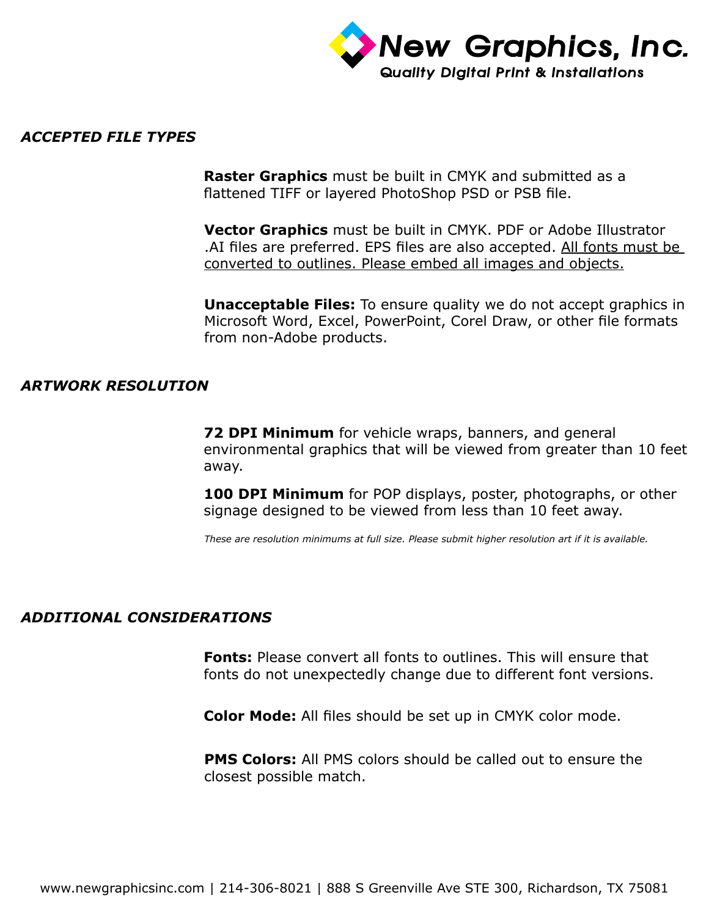**New Graphics, Inc.**

*Quality Digital Print & Installations*

## *ACCEPTED FILE TYPES*

**Raster Graphics** must be built in CMYK and submitted as a flattened TIFF or layered PhotoShop PSD or PSB file.

**Vector Graphics** must be built in CMYK. PDF or Adobe Illustrator .AI files are preferred. EPS files are also accepted. <u>All fonts must be converted to outlines. Please embed all images and objects.</u>

**Unacceptable Files:** To ensure quality we do not accept graphics in Microsoft Word, Excel, PowerPoint, Corel Draw, or other file formats from non-Adobe products.

## *ARTWORK RESOLUTION*

**72 DPI Minimum** for vehicle wraps, banners, and general environmental graphics that will be viewed from greater than 10 feet away.

**100 DPI Minimum** for POP displays, poster, photographs, or other signage designed to be viewed from less than 10 feet away.

*These are resolution minimums at full size. Please submit higher resolution art if it is available.*

## *ADDITIONAL CONSIDERATIONS*

**Fonts:** Please convert all fonts to outlines. This will ensure that fonts do not unexpectedly change due to different font versions.

**Color Mode:** All files should be set up in CMYK color mode.

**PMS Colors:** All PMS colors should be called out to ensure the closest possible match.

www.newgraphicsinc.com | 214-306-8021 | 888 S Greenville Ave STE 300, Richardson, TX 75081